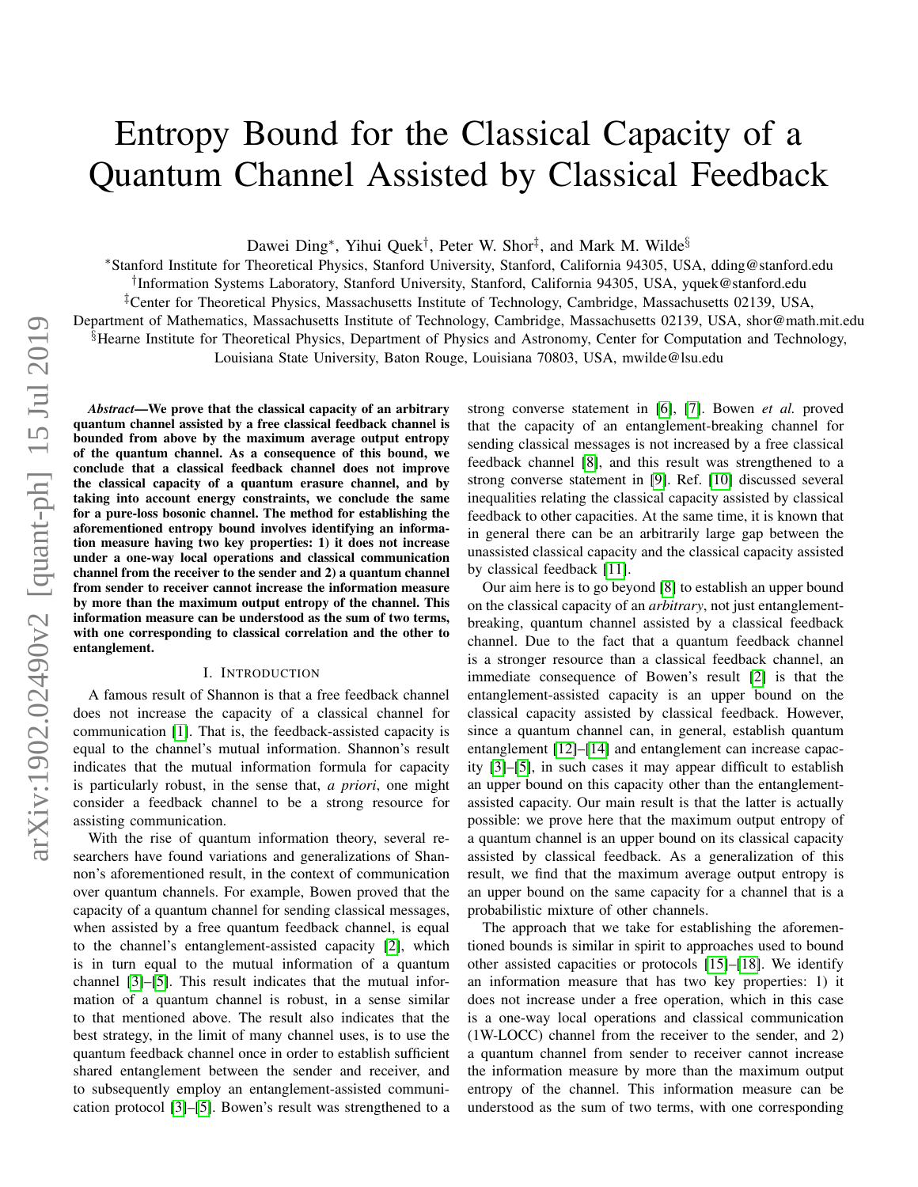# Entropy Bound for the Classical Capacity of a Quantum Channel Assisted by Classical Feedback

Dawei Ding[*], Yihui Quek[†], Peter W. Shor[‡], and Mark M. Wilde[§]

[*]Stanford Institute for Theoretical Physics, Stanford University, Stanford, California 94305, USA, dding@stanford.edu

[†]Information Systems Laboratory, Stanford University, Stanford, California 94305, USA, yquek@stanford.edu

[‡]Center for Theoretical Physics, Massachusetts Institute of Technology, Cambridge, Massachusetts 02139, USA,
Department of Mathematics, Massachusetts Institute of Technology, Cambridge, Massachusetts 02139, USA, shor@math.mit.edu

[§]Hearne Institute for Theoretical Physics, Department of Physics and Astronomy, Center for Computation and Technology,
Louisiana State University, Baton Rouge, Louisiana 70803, USA, mwilde@lsu.edu

***Abstract*—We prove that the classical capacity of an arbitrary quantum channel assisted by a free classical feedback channel is bounded from above by the maximum average output entropy of the quantum channel. As a consequence of this bound, we conclude that a classical feedback channel does not improve the classical capacity of a quantum erasure channel, and by taking into account energy constraints, we conclude the same for a pure-loss bosonic channel. The method for establishing the aforementioned entropy bound involves identifying an information measure having two key properties: 1) it does not increase under a one-way local operations and classical communication channel from the receiver to the sender and 2) a quantum channel from sender to receiver cannot increase the information measure by more than the maximum output entropy of the channel. This information measure can be understood as the sum of two terms, with one corresponding to classical correlation and the other to entanglement.**

## I. Introduction

A famous result of Shannon is that a free feedback channel does not increase the capacity of a classical channel for communication [1]. That is, the feedback-assisted capacity is equal to the channel's mutual information. Shannon's result indicates that the mutual information formula for capacity is particularly robust, in the sense that, *a priori*, one might consider a feedback channel to be a strong resource for assisting communication.

With the rise of quantum information theory, several researchers have found variations and generalizations of Shannon's aforementioned result, in the context of communication over quantum channels. For example, Bowen proved that the capacity of a quantum channel for sending classical messages, when assisted by a free quantum feedback channel, is equal to the channel's entanglement-assisted capacity [2], which is in turn equal to the mutual information of a quantum channel [3]–[5]. This result indicates that the mutual information of a quantum channel is robust, in a sense similar to that mentioned above. The result also indicates that the best strategy, in the limit of many channel uses, is to use the quantum feedback channel once in order to establish sufficient shared entanglement between the sender and receiver, and to subsequently employ an entanglement-assisted communication protocol [3]–[5]. Bowen's result was strengthened to a strong converse statement in [6], [7]. Bowen *et al.* proved that the capacity of an entanglement-breaking channel for sending classical messages is not increased by a free classical feedback channel [8], and this result was strengthened to a strong converse statement in [9]. Ref. [10] discussed several inequalities relating the classical capacity assisted by classical feedback to other capacities. At the same time, it is known that in general there can be an arbitrarily large gap between the unassisted classical capacity and the classical capacity assisted by classical feedback [11].

Our aim here is to go beyond [8] to establish an upper bound on the classical capacity of an *arbitrary*, not just entanglement-breaking, quantum channel assisted by a classical feedback channel. Due to the fact that a quantum feedback channel is a stronger resource than a classical feedback channel, an immediate consequence of Bowen's result [2] is that the entanglement-assisted capacity is an upper bound on the classical capacity assisted by classical feedback. However, since a quantum channel can, in general, establish quantum entanglement [12]–[14] and entanglement can increase capacity [3]–[5], in such cases it may appear difficult to establish an upper bound on this capacity other than the entanglement-assisted capacity. Our main result is that the latter is actually possible: we prove here that the maximum output entropy of a quantum channel is an upper bound on its classical capacity assisted by classical feedback. As a generalization of this result, we find that the maximum average output entropy is an upper bound on the same capacity for a channel that is a probabilistic mixture of other channels.

The approach that we take for establishing the aforementioned bounds is similar in spirit to approaches used to bound other assisted capacities or protocols [15]–[18]. We identify an information measure that has two key properties: 1) it does not increase under a free operation, which in this case is a one-way local operations and classical communication (1W-LOCC) channel from the receiver to the sender, and 2) a quantum channel from sender to receiver cannot increase the information measure by more than the maximum output entropy of the channel. This information measure can be understood as the sum of two terms, with one corresponding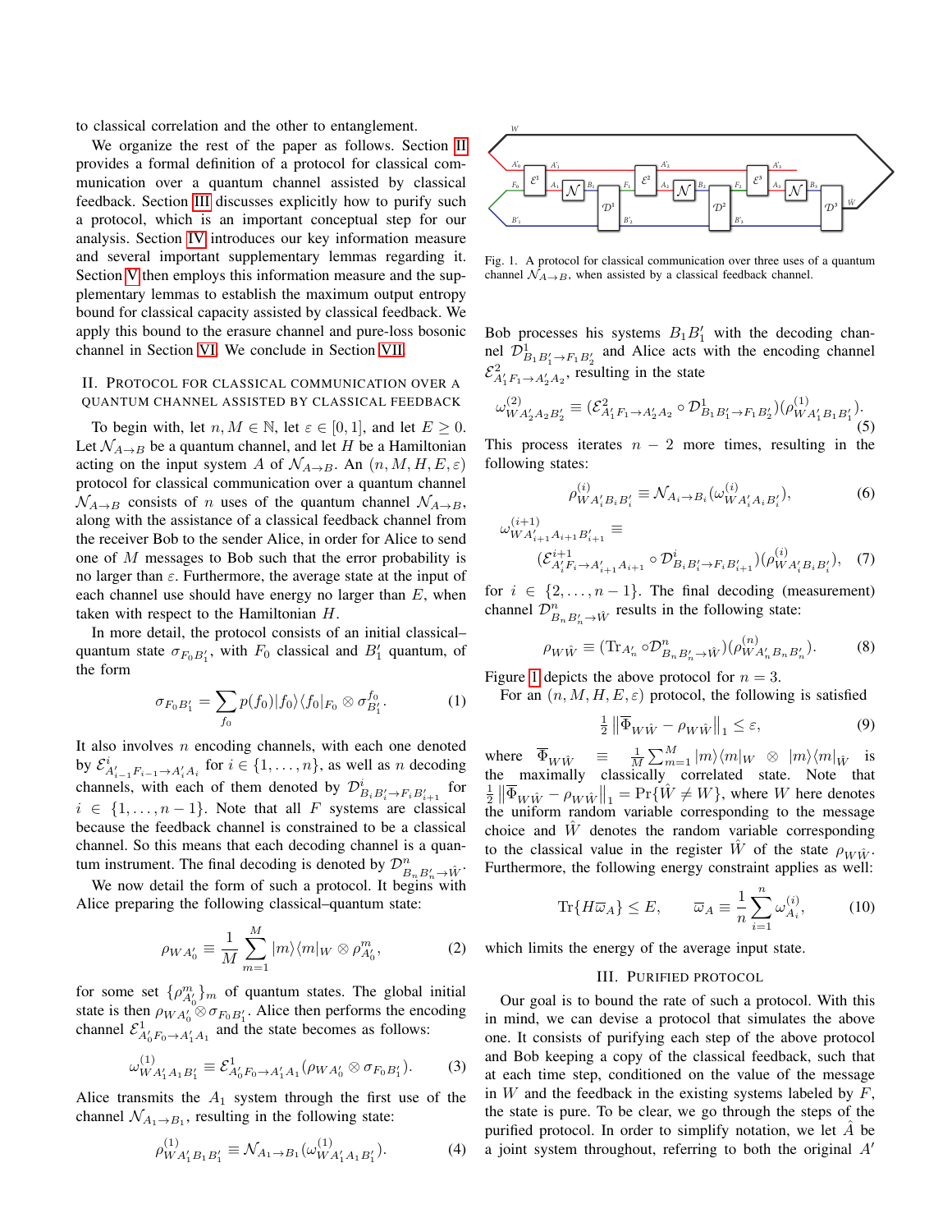to classical correlation and the other to entanglement.

We organize the rest of the paper as follows. Section II provides a formal definition of a protocol for classical communication over a quantum channel assisted by classical feedback. Section III discusses explicitly how to purify such a protocol, which is an important conceptual step for our analysis. Section IV introduces our key information measure and several important supplementary lemmas regarding it. Section V then employs this information measure and the supplementary lemmas to establish the maximum output entropy bound for classical capacity assisted by classical feedback. We apply this bound to the erasure channel and pure-loss bosonic channel in Section VI. We conclude in Section VII.

## II. Protocol for Classical Communication over a Quantum Channel Assisted by Classical Feedback

To begin with, let $n, M \in \mathbb{N}$, let $\varepsilon \in [0,1]$, and let $E \geq 0$. Let $\mathcal{N}_{A\to B}$ be a quantum channel, and let $H$ be a Hamiltonian acting on the input system $A$ of $\mathcal{N}_{A\to B}$. An $(n, M, H, E, \varepsilon)$ protocol for classical communication over a quantum channel $\mathcal{N}_{A\to B}$ consists of $n$ uses of the quantum channel $\mathcal{N}_{A\to B}$, along with the assistance of a classical feedback channel from the receiver Bob to the sender Alice, in order for Alice to send one of $M$ messages to Bob such that the error probability is no larger than $\varepsilon$. Furthermore, the average state at the input of each channel use should have energy no larger than $E$, when taken with respect to the Hamiltonian $H$.

In more detail, the protocol consists of an initial classical–quantum state $\sigma_{F_0 B_1'}$, with $F_0$ classical and $B_1'$ quantum, of the form

$$\sigma_{F_0 B_1'} = \sum_{f_0} p(f_0) |f_0\rangle\langle f_0|_{F_0} \otimes \sigma_{B_1'}^{f_0}. \tag{1}$$

It also involves $n$ encoding channels, with each one denoted by $\mathcal{E}^i_{A'_{i-1} F_{i-1} \to A'_i A_i}$ for $i \in \{1, \ldots, n\}$, as well as $n$ decoding channels, with each of them denoted by $\mathcal{D}^i_{B_i B'_i \to F_i B'_{i+1}}$ for $i \in \{1, \ldots, n-1\}$. Note that all $F$ systems are classical because the feedback channel is constrained to be a classical channel. So this means that each decoding channel is a quantum instrument. The final decoding is denoted by $\mathcal{D}^n_{B_n B'_n \to \hat{W}}$.

We now detail the form of such a protocol. It begins with Alice preparing the following classical–quantum state:

$$\rho_{WA'_0} \equiv \frac{1}{M} \sum_{m=1}^{M} |m\rangle\langle m|_W \otimes \rho^m_{A'_0}, \tag{2}$$

for some set $\{\rho^m_{A'_0}\}_m$ of quantum states. The global initial state is then $\rho_{WA'_0} \otimes \sigma_{F_0 B'_1}$. Alice then performs the encoding channel $\mathcal{E}^1_{A'_0 F_0 \to A'_1 A_1}$ and the state becomes as follows:

$$\omega^{(1)}_{WA'_1 A_1 B'_1} \equiv \mathcal{E}^1_{A'_0 F_0 \to A'_1 A_1}(\rho_{WA'_0} \otimes \sigma_{F_0 B'_1}). \tag{3}$$

Alice transmits the $A_1$ system through the first use of the channel $\mathcal{N}_{A_1 \to B_1}$, resulting in the following state:

$$\rho^{(1)}_{WA'_1 B_1 B'_1} \equiv \mathcal{N}_{A_1 \to B_1}(\omega^{(1)}_{WA'_1 A_1 B'_1}). \tag{4}$$

Fig. 1. A protocol for classical communication over three uses of a quantum channel $\mathcal{N}_{A\to B}$, when assisted by a classical feedback channel.

Bob processes his systems $B_1 B'_1$ with the decoding channel $\mathcal{D}^1_{B_1 B'_1 \to F_1 B'_2}$ and Alice acts with the encoding channel $\mathcal{E}^2_{A'_1 F_1 \to A'_2 A_2}$, resulting in the state

$$\omega^{(2)}_{WA'_2 A_2 B'_2} \equiv (\mathcal{E}^2_{A'_1 F_1 \to A'_2 A_2} \circ \mathcal{D}^1_{B_1 B'_1 \to F_1 B'_2})(\rho^{(1)}_{WA'_1 B_1 B'_1}). \tag{5}$$

This process iterates $n-2$ more times, resulting in the following states:

$$\rho^{(i)}_{WA'_i B_i B'_i} \equiv \mathcal{N}_{A_i \to B_i}(\omega^{(i)}_{WA'_i A_i B'_i}), \tag{6}$$

$$\omega^{(i+1)}_{WA'_{i+1} A_{i+1} B'_{i+1}} \equiv (\mathcal{E}^{i+1}_{A'_i F_i \to A'_{i+1} A_{i+1}} \circ \mathcal{D}^i_{B_i B'_i \to F_i B'_{i+1}})(\rho^{(i)}_{WA'_i B_i B'_i}), \tag{7}$$

for $i \in \{2, \ldots, n-1\}$. The final decoding (measurement) channel $\mathcal{D}^n_{B_n B'_n \to \hat{W}}$ results in the following state:

$$\rho_{W\hat{W}} \equiv (\mathrm{Tr}_{A'_n} \circ \mathcal{D}^n_{B_n B'_n \to \hat{W}})(\rho^{(n)}_{WA'_n B_n B'_n}). \tag{8}$$

Figure 1 depicts the above protocol for $n = 3$.

For an $(n, M, H, E, \varepsilon)$ protocol, the following is satisfied

$$\tfrac{1}{2} \left\| \overline{\Phi}_{W\hat{W}} - \rho_{W\hat{W}} \right\|_1 \leq \varepsilon, \tag{9}$$

where $\overline{\Phi}_{W\hat{W}} \equiv \frac{1}{M} \sum_{m=1}^{M} |m\rangle\langle m|_W \otimes |m\rangle\langle m|_{\hat{W}}$ is the maximally classically correlated state. Note that $\frac{1}{2} \left\| \overline{\Phi}_{W\hat{W}} - \rho_{W\hat{W}} \right\|_1 = \Pr\{\hat{W} \neq W\}$, where $W$ here denotes the uniform random variable corresponding to the message choice and $\hat{W}$ denotes the random variable corresponding to the classical value in the register $\hat{W}$ of the state $\rho_{W\hat{W}}$. Furthermore, the following energy constraint applies as well:

$$\mathrm{Tr}\{H \overline{\omega}_A\} \leq E, \qquad \overline{\omega}_A \equiv \frac{1}{n} \sum_{i=1}^{n} \omega^{(i)}_{A_i}, \tag{10}$$

which limits the energy of the average input state.

## III. Purified Protocol

Our goal is to bound the rate of such a protocol. With this in mind, we can devise a protocol that simulates the above one. It consists of purifying each step of the above protocol and Bob keeping a copy of the classical feedback, such that at each time step, conditioned on the value of the message in $W$ and the feedback in the existing systems labeled by $F$, the state is pure. To be clear, we go through the steps of the purified protocol. In order to simplify notation, we let $\hat{A}$ be a joint system throughout, referring to both the original $A'$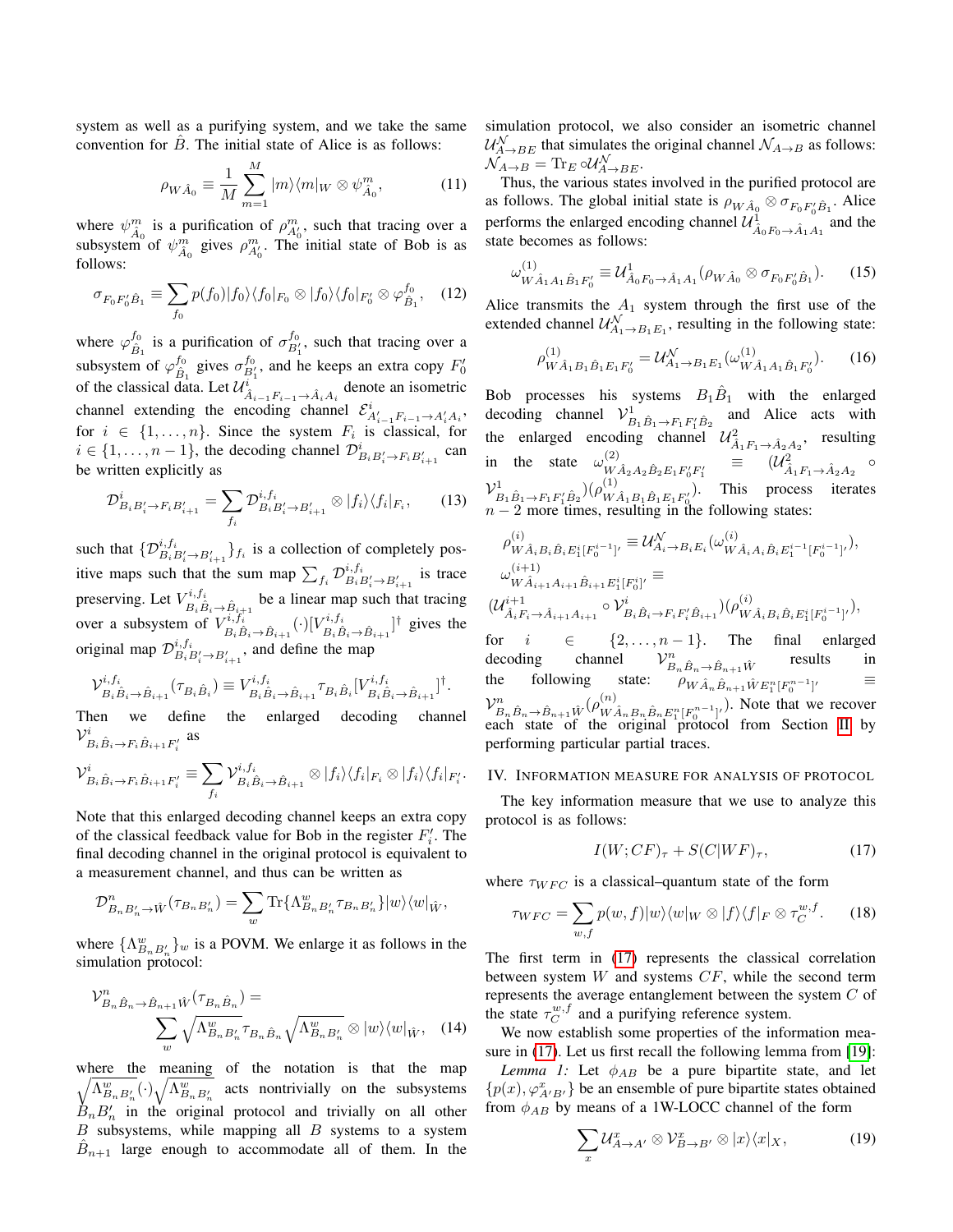system as well as a purifying system, and we take the same convention for $\hat{B}$. The initial state of Alice is as follows:

$$\rho_{W\hat{A}_0} \equiv \frac{1}{M}\sum_{m=1}^{M} |m\rangle\langle m|_W \otimes \psi^m_{\hat{A}_0}, \tag{11}$$

where $\psi^m_{\hat{A}_0}$ is a purification of $\rho^m_{A'_0}$, such that tracing over a subsystem of $\psi^m_{\hat{A}_0}$ gives $\rho^m_{A'_0}$. The initial state of Bob is as follows:

$$\sigma_{F_0F'_0\hat{B}_1} \equiv \sum_{f_0} p(f_0)|f_0\rangle\langle f_0|_{F_0} \otimes |f_0\rangle\langle f_0|_{F'_0} \otimes \varphi^{f_0}_{\hat{B}_1}, \tag{12}$$

where $\varphi^{f_0}_{\hat{B}_1}$ is a purification of $\sigma^{f_0}_{B'_1}$, such that tracing over a subsystem of $\varphi^{f_0}_{\hat{B}_1}$ gives $\sigma^{f_0}_{B'_1}$, and he keeps an extra copy $F'_0$ of the classical data. Let $\mathcal{U}^i_{\hat{A}_{i-1}F_{i-1}\to\hat{A}_iA_i}$ denote an isometric channel extending the encoding channel $\mathcal{E}^i_{A'_{i-1}F_{i-1}\to A'_iA_i}$, for $i \in \{1,\ldots,n\}$. Since the system $F_i$ is classical, for $i \in \{1,\ldots,n-1\}$, the decoding channel $\mathcal{D}^i_{B_iB'_i\to F_iB'_{i+1}}$ can be written explicitly as

$$\mathcal{D}^i_{B_iB'_i\to F_iB'_{i+1}} = \sum_{f_i} \mathcal{D}^{i,f_i}_{B_iB'_i\to B'_{i+1}} \otimes |f_i\rangle\langle f_i|_{F_i}, \tag{13}$$

such that $\{\mathcal{D}^{i,f_i}_{B_iB'_i\to B'_{i+1}}\}_{f_i}$ is a collection of completely positive maps such that the sum map $\sum_{f_i} \mathcal{D}^{i,f_i}_{B_iB'_i\to B'_{i+1}}$ is trace preserving. Let $V^{i,f_i}_{B_i\hat{B}_i\to\hat{B}_{i+1}}$ be a linear map such that tracing over a subsystem of $V^{i,f_i}_{B_i\hat{B}_i\to\hat{B}_{i+1}}(\cdot)[V^{i,f_i}_{B_i\hat{B}_i\to\hat{B}_{i+1}}]^\dagger$ gives the original map $\mathcal{D}^{i,f_i}_{B_iB'_i\to B'_{i+1}}$, and define the map

$$\mathcal{V}^{i,f_i}_{B_i\hat{B}_i\to\hat{B}_{i+1}}(\tau_{B_i\hat{B}_i}) \equiv V^{i,f_i}_{B_i\hat{B}_i\to\hat{B}_{i+1}}\tau_{B_i\hat{B}_i}[V^{i,f_i}_{B_i\hat{B}_i\to\hat{B}_{i+1}}]^\dagger.$$

Then we define the enlarged decoding channel $\mathcal{V}^i_{B_i\hat{B}_i\to F_i\hat{B}_{i+1}F'_i}$ as

$$\mathcal{V}^i_{B_i\hat{B}_i\to F_i\hat{B}_{i+1}F'_i} \equiv \sum_{f_i} \mathcal{V}^{i,f_i}_{B_i\hat{B}_i\to\hat{B}_{i+1}} \otimes |f_i\rangle\langle f_i|_{F_i} \otimes |f_i\rangle\langle f_i|_{F'_i}.$$

Note that this enlarged decoding channel keeps an extra copy of the classical feedback value for Bob in the register $F'_i$. The final decoding channel in the original protocol is equivalent to a measurement channel, and thus can be written as

$$\mathcal{D}^n_{B_nB'_n\to\hat{W}}(\tau_{B_nB'_n}) = \sum_w \mathrm{Tr}\{\Lambda^w_{B_nB'_n}\tau_{B_nB'_n}\}|w\rangle\langle w|_{\hat{W}},$$

where $\{\Lambda^w_{B_nB'_n}\}_w$ is a POVM. We enlarge it as follows in the simulation protocol:

$$\mathcal{V}^n_{B_n\hat{B}_n\to\hat{B}_{n+1}\hat{W}}(\tau_{B_n\hat{B}_n}) = \sum_w \sqrt{\Lambda^w_{B_nB'_n}}\tau_{B_n\hat{B}_n}\sqrt{\Lambda^w_{B_nB'_n}} \otimes |w\rangle\langle w|_{\hat{W}}, \tag{14}$$

where the meaning of the notation is that the map $\sqrt{\Lambda^w_{B_nB'_n}}(\cdot)\sqrt{\Lambda^w_{B_nB'_n}}$ acts nontrivially on the subsystems $B_nB'_n$ in the original protocol and trivially on all other $B$ subsystems, while mapping all $B$ systems to a system $\hat{B}_{n+1}$ large enough to accommodate all of them. In the simulation protocol, we also consider an isometric channel $\mathcal{U}^{\mathcal{N}}_{A\to BE}$ that simulates the original channel $\mathcal{N}_{A\to B}$ as follows: $\mathcal{N}_{A\to B} = \mathrm{Tr}_E \circ \mathcal{U}^{\mathcal{N}}_{A\to BE}$.

Thus, the various states involved in the purified protocol are as follows. The global initial state is $\rho_{W\hat{A}_0} \otimes \sigma_{F_0F'_0\hat{B}_1}$. Alice performs the enlarged encoding channel $\mathcal{U}^1_{\hat{A}_0F_0\to\hat{A}_1A_1}$ and the state becomes as follows:

$$\omega^{(1)}_{W\hat{A}_1A_1\hat{B}_1F'_0} \equiv \mathcal{U}^1_{\hat{A}_0F_0\to\hat{A}_1A_1}(\rho_{W\hat{A}_0} \otimes \sigma_{F_0F'_0\hat{B}_1}). \tag{15}$$

Alice transmits the $A_1$ system through the first use of the extended channel $\mathcal{U}^{\mathcal{N}}_{A_1\to B_1E_1}$, resulting in the following state:

$$\rho^{(1)}_{W\hat{A}_1B_1\hat{B}_1E_1F'_0} = \mathcal{U}^{\mathcal{N}}_{A_1\to B_1E_1}(\omega^{(1)}_{W\hat{A}_1A_1\hat{B}_1F'_0}). \tag{16}$$

Bob processes his systems $B_1\hat{B}_1$ with the enlarged decoding channel $\mathcal{V}^1_{B_1\hat{B}_1\to F_1F'_1\hat{B}_2}$ and Alice acts with the enlarged encoding channel $\mathcal{U}^2_{\hat{A}_1F_1\to\hat{A}_2A_2}$, resulting in the state $\omega^{(2)}_{W\hat{A}_2A_2\hat{B}_2E_1F'_0F'_1} \equiv (\mathcal{U}^2_{\hat{A}_1F_1\to\hat{A}_2A_2} \circ \mathcal{V}^1_{B_1\hat{B}_1\to F_1F'_1\hat{B}_2})(\rho^{(1)}_{W\hat{A}_1B_1\hat{B}_1E_1F'_0})$. This process iterates $n-2$ more times, resulting in the following states:

$$\rho^{(i)}_{W\hat{A}_iB_i\hat{B}_iE^i_1[F^{i-1}_0]'} \equiv \mathcal{U}^{\mathcal{N}}_{A_i\to B_iE_i}(\omega^{(i)}_{W\hat{A}_iA_i\hat{B}_iE^{i-1}_1[F^{i-1}_0]'}),$$

$$\omega^{(i+1)}_{W\hat{A}_{i+1}A_{i+1}\hat{B}_{i+1}E^i_1[F^i_0]'} \equiv (\mathcal{U}^{i+1}_{\hat{A}_iF_i\to\hat{A}_{i+1}A_{i+1}} \circ \mathcal{V}^i_{B_i\hat{B}_i\to F_iF'_i\hat{B}_{i+1}})(\rho^{(i)}_{W\hat{A}_iB_i\hat{B}_iE^i_1[F^{i-1}_0]'}),$$

for $i \in \{2,\ldots,n-1\}$. The final enlarged decoding channel $\mathcal{V}^n_{B_n\hat{B}_n\to\hat{B}_{n+1}\hat{W}}$ results in the following state: $\rho_{W\hat{A}_n\hat{B}_{n+1}\hat{W}E^n_1[F^{n-1}_0]'} \equiv \mathcal{V}^n_{B_n\hat{B}_n\to\hat{B}_{n+1}\hat{W}}(\rho^{(n)}_{W\hat{A}_nB_n\hat{B}_nE^n_1[F^{n-1}_0]'})$. Note that we recover each state of the original protocol from Section II by performing particular partial traces.

## IV. Information measure for analysis of protocol

The key information measure that we use to analyze this protocol is as follows:

$$I(W;CF)_\tau + S(C|WF)_\tau, \tag{17}$$

where $\tau_{WFC}$ is a classical–quantum state of the form

$$\tau_{WFC} = \sum_{w,f} p(w,f)|w\rangle\langle w|_W \otimes |f\rangle\langle f|_F \otimes \tau^{w,f}_C. \tag{18}$$

The first term in (17) represents the classical correlation between system $W$ and systems $CF$, while the second term represents the average entanglement between the system $C$ of the state $\tau^{w,f}_C$ and a purifying reference system.

We now establish some properties of the information measure in (17). Let us first recall the following lemma from [19]:

*Lemma 1:* Let $\phi_{AB}$ be a pure bipartite state, and let $\{p(x),\varphi^x_{A'B'}\}$ be an ensemble of pure bipartite states obtained from $\phi_{AB}$ by means of a 1W-LOCC channel of the form

$$\sum_x \mathcal{U}^x_{A\to A'} \otimes \mathcal{V}^x_{B\to B'} \otimes |x\rangle\langle x|_X, \tag{19}$$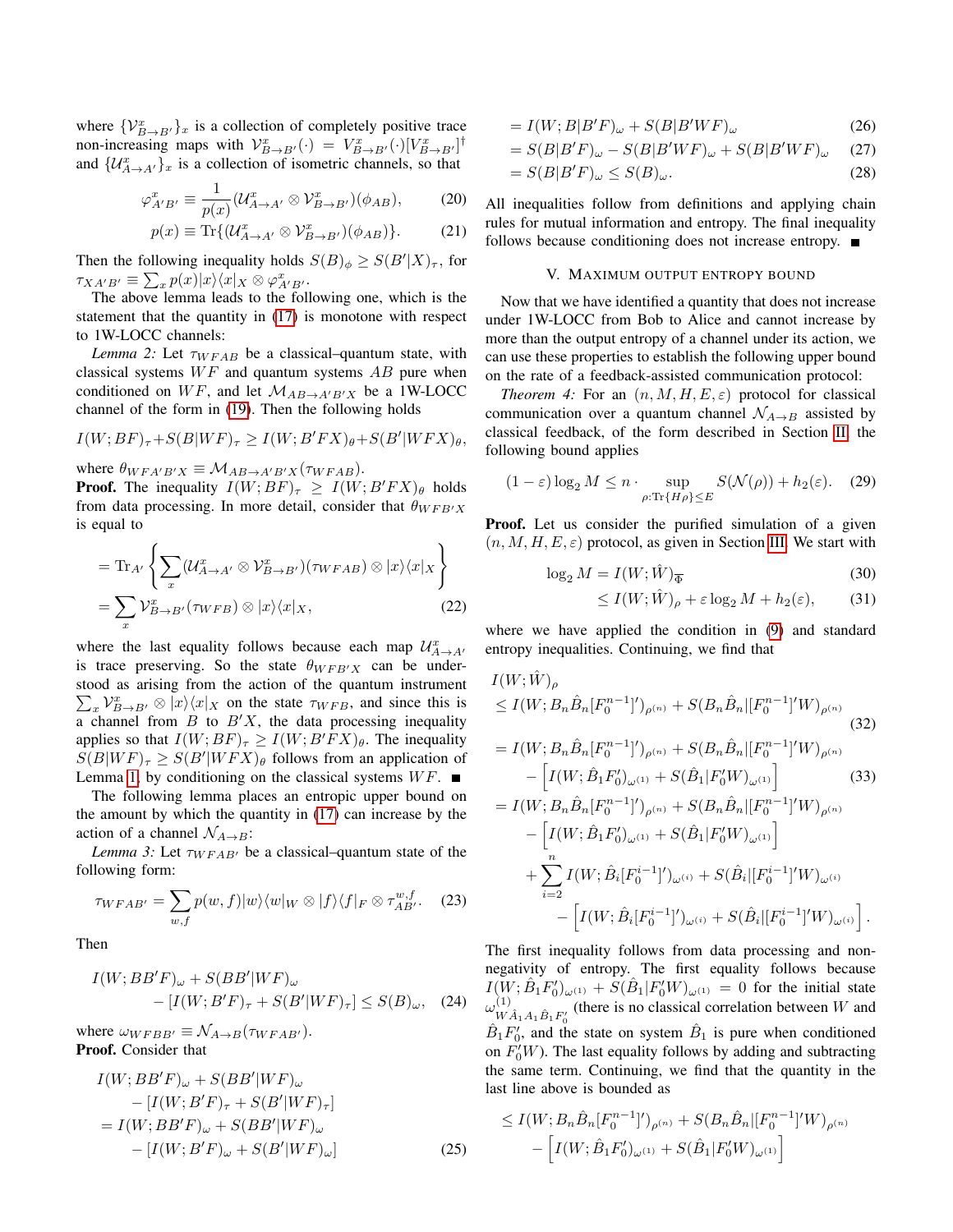where $\{\mathcal{V}^x_{B\to B'}\}_x$ is a collection of completely positive trace non-increasing maps with $\mathcal{V}^x_{B\to B'}(\cdot) = V^x_{B\to B'}(\cdot)[V^x_{B\to B'}]^\dagger$ and $\{\mathcal{U}^x_{A\to A'}\}_x$ is a collection of isometric channels, so that

$$\varphi^x_{A'B'} \equiv \frac{1}{p(x)}(\mathcal{U}^x_{A\to A'} \otimes \mathcal{V}^x_{B\to B'})(\phi_{AB}), \tag{20}$$

$$p(x) \equiv \mathrm{Tr}\{(\mathcal{U}^x_{A\to A'} \otimes \mathcal{V}^x_{B\to B'})(\phi_{AB})\}. \tag{21}$$

Then the following inequality holds $S(B)_\phi \geq S(B'|X)_\tau$, for $\tau_{XA'B'} \equiv \sum_x p(x)|x\rangle\langle x|_X \otimes \varphi^x_{A'B'}$.

The above lemma leads to the following one, which is the statement that the quantity in (17) is monotone with respect to 1W-LOCC channels:

*Lemma 2:* Let $\tau_{WFAB}$ be a classical–quantum state, with classical systems $WF$ and quantum systems $AB$ pure when conditioned on $WF$, and let $\mathcal{M}_{AB\to A'B'X}$ be a 1W-LOCC channel of the form in (19). Then the following holds

$$I(W;BF)_\tau + S(B|WF)_\tau \geq I(W;B'FX)_\theta + S(B'|WFX)_\theta,$$

where $\theta_{WFA'B'X} \equiv \mathcal{M}_{AB\to A'B'X}(\tau_{WFAB})$.

**Proof.** The inequality $I(W;BF)_\tau \geq I(W;B'FX)_\theta$ holds from data processing. In more detail, consider that $\theta_{WFB'X}$ is equal to

$$= \mathrm{Tr}_{A'}\left\{\sum_x (\mathcal{U}^x_{A\to A'} \otimes \mathcal{V}^x_{B\to B'})(\tau_{WFAB}) \otimes |x\rangle\langle x|_X\right\}$$

$$= \sum_x \mathcal{V}^x_{B\to B'}(\tau_{WFB}) \otimes |x\rangle\langle x|_X, \tag{22}$$

where the last equality follows because each map $\mathcal{U}^x_{A\to A'}$ is trace preserving. So the state $\theta_{WFB'X}$ can be understood as arising from the action of the quantum instrument $\sum_x \mathcal{V}^x_{B\to B'} \otimes |x\rangle\langle x|_X$ on the state $\tau_{WFB}$, and since this is a channel from $B$ to $B'X$, the data processing inequality applies so that $I(W;BF)_\tau \geq I(W;B'FX)_\theta$. The inequality $S(B|WF)_\tau \geq S(B'|WFX)_\theta$ follows from an application of Lemma 1, by conditioning on the classical systems $WF$. ■

The following lemma places an entropic upper bound on the amount by which the quantity in (17) can increase by the action of a channel $\mathcal{N}_{A\to B}$:

*Lemma 3:* Let $\tau_{WFAB'}$ be a classical–quantum state of the following form:

$$\tau_{WFAB'} = \sum_{w,f} p(w,f)|w\rangle\langle w|_W \otimes |f\rangle\langle f|_F \otimes \tau^{w,f}_{AB'}. \tag{23}$$

Then

$$I(W;BB'F)_\omega + S(BB'|WF)_\omega - [I(W;B'F)_\tau + S(B'|WF)_\tau] \leq S(B)_\omega, \tag{24}$$

where $\omega_{WFBB'} \equiv \mathcal{N}_{A\to B}(\tau_{WFAB'})$.

**Proof.** Consider that

$$\begin{aligned}
&I(W;BB'F)_\omega + S(BB'|WF)_\omega \\
&\quad - [I(W;B'F)_\tau + S(B'|WF)_\tau] \\
&= I(W;BB'F)_\omega + S(BB'|WF)_\omega \\
&\quad - [I(W;B'F)_\omega + S(B'|WF)_\omega]
\end{aligned} \tag{25}$$

$$= I(W;B|B'F)_\omega + S(B|B'WF)_\omega \tag{26}$$

$$= S(B|B'F)_\omega - S(B|B'WF)_\omega + S(B|B'WF)_\omega \tag{27}$$

$$= S(B|B'F)_\omega \leq S(B)_\omega. \tag{28}$$

All inequalities follow from definitions and applying chain rules for mutual information and entropy. The final inequality follows because conditioning does not increase entropy. ■

## V. Maximum Output Entropy Bound

Now that we have identified a quantity that does not increase under 1W-LOCC from Bob to Alice and cannot increase by more than the output entropy of a channel under its action, we can use these properties to establish the following upper bound on the rate of a feedback-assisted communication protocol:

*Theorem 4:* For an $(n,M,H,E,\varepsilon)$ protocol for classical communication over a quantum channel $\mathcal{N}_{A\to B}$ assisted by classical feedback, of the form described in Section II, the following bound applies

$$(1-\varepsilon)\log_2 M \leq n \cdot \sup_{\rho:\mathrm{Tr}\{H\rho\}\leq E} S(\mathcal{N}(\rho)) + h_2(\varepsilon). \tag{29}$$

**Proof.** Let us consider the purified simulation of a given $(n,M,H,E,\varepsilon)$ protocol, as given in Section III. We start with

$$\log_2 M = I(W;\hat{W})_{\overline{\Phi}} \tag{30}$$

$$\leq I(W;\hat{W})_\rho + \varepsilon \log_2 M + h_2(\varepsilon), \tag{31}$$

where we have applied the condition in (9) and standard entropy inequalities. Continuing, we find that

$$\begin{aligned}
&I(W;\hat{W})_\rho \\
&\leq I(W;B_n\hat{B}_n[F_0^{n-1}]')_{\rho^{(n)}} + S(B_n\hat{B}_n|[F_0^{n-1}]'W)_{\rho^{(n)}}
\end{aligned} \tag{32}$$

$$\begin{aligned}
&= I(W;B_n\hat{B}_n[F_0^{n-1}]')_{\rho^{(n)}} + S(B_n\hat{B}_n|[F_0^{n-1}]'W)_{\rho^{(n)}} \\
&\quad - \left[I(W;\hat{B}_1F_0')_{\omega^{(1)}} + S(\hat{B}_1|F_0'W)_{\omega^{(1)}}\right]
\end{aligned} \tag{33}$$

$$\begin{aligned}
&= I(W;B_n\hat{B}_n[F_0^{n-1}]')_{\rho^{(n)}} + S(B_n\hat{B}_n|[F_0^{n-1}]'W)_{\rho^{(n)}} \\
&\quad - \left[I(W;\hat{B}_1F_0')_{\omega^{(1)}} + S(\hat{B}_1|F_0'W)_{\omega^{(1)}}\right] \\
&\quad + \sum_{i=2}^n I(W;\hat{B}_i[F_0^{i-1}]')_{\omega^{(i)}} + S(\hat{B}_i|[F_0^{i-1}]'W)_{\omega^{(i)}} \\
&\qquad - \left[I(W;\hat{B}_i[F_0^{i-1}]')_{\omega^{(i)}} + S(\hat{B}_i|[F_0^{i-1}]'W)_{\omega^{(i)}}\right].
\end{aligned}$$

The first inequality follows from data processing and non-negativity of entropy. The first equality follows because $I(W;\hat{B}_1F_0')_{\omega^{(1)}} + S(\hat{B}_1|F_0'W)_{\omega^{(1)}} = 0$ for the initial state $\omega^{(1)}_{W\hat{A}_1A_1\hat{B}_1F_0'}$ (there is no classical correlation between $W$ and $\hat{B}_1F_0'$, and the state on system $\hat{B}_1$ is pure when conditioned on $F_0'W$). The last equality follows by adding and subtracting the same term. Continuing, we find that the quantity in the last line above is bounded as

$$\begin{aligned}
&\leq I(W;B_n\hat{B}_n[F_0^{n-1}]')_{\rho^{(n)}} + S(B_n\hat{B}_n|[F_0^{n-1}]'W)_{\rho^{(n)}} \\
&\quad - \left[I(W;\hat{B}_1F_0')_{\omega^{(1)}} + S(\hat{B}_1|F_0'W)_{\omega^{(1)}}\right]
\end{aligned}$$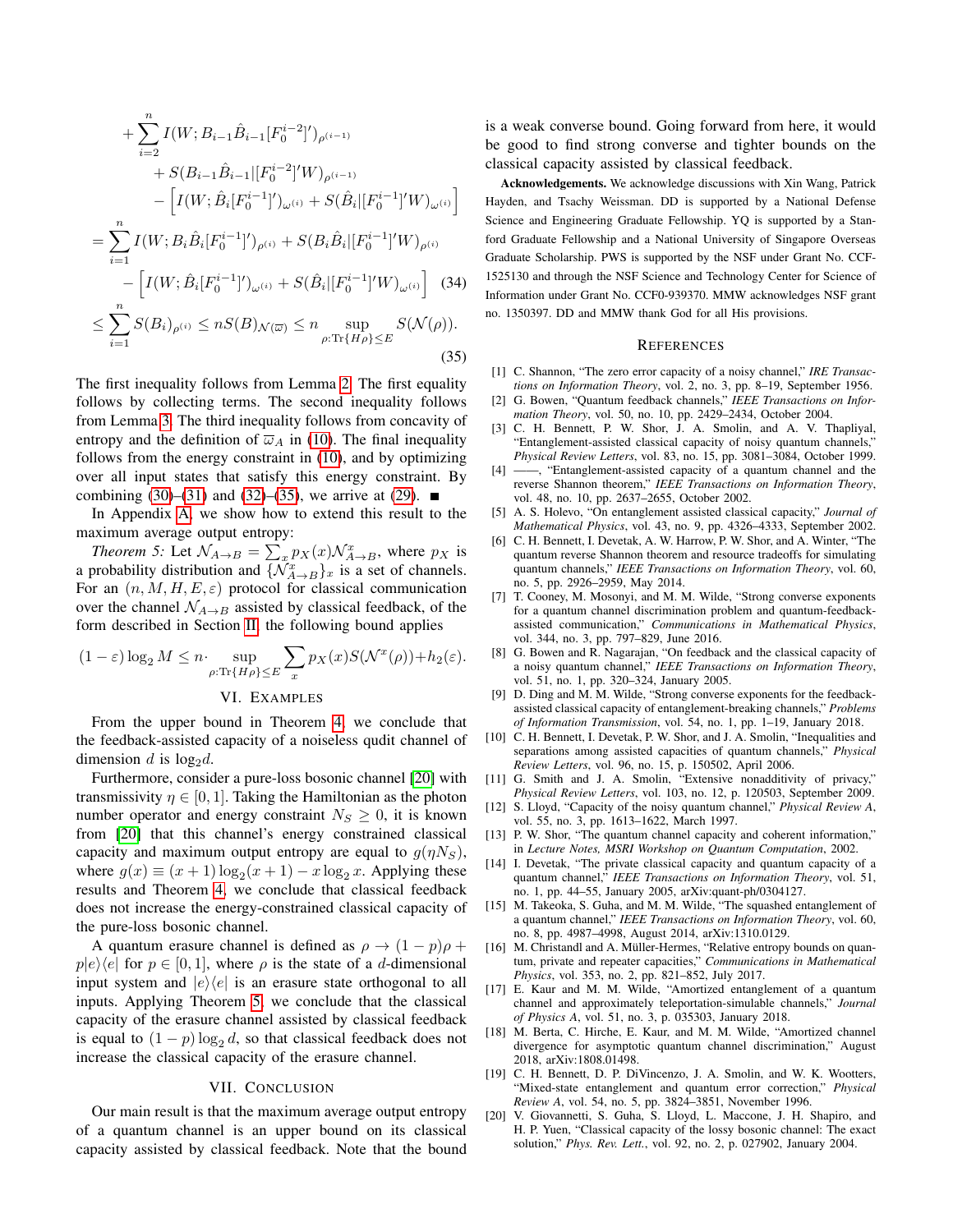$$
\begin{aligned}
&+\sum_{i=2}^{n} I(W;B_{i-1}\hat{B}_{i-1}[F_0^{i-2}]')_{\rho^{(i-1)}} \\
&\qquad + S(B_{i-1}\hat{B}_{i-1}|[F_0^{i-2}]'W)_{\rho^{(i-1)}} \\
&\qquad - \left[I(W;\hat{B}_i[F_0^{i-1}]')_{\omega^{(i)}} + S(\hat{B}_i|[F_0^{i-1}]'W)_{\omega^{(i)}}\right] \\
&= \sum_{i=1}^{n} I(W;B_i\hat{B}_i[F_0^{i-1}]')_{\rho^{(i)}} + S(B_i\hat{B}_i|[F_0^{i-1}]'W)_{\rho^{(i)}} \\
&\qquad - \left[I(W;\hat{B}_i[F_0^{i-1}]')_{\omega^{(i)}} + S(\hat{B}_i|[F_0^{i-1}]'W)_{\omega^{(i)}}\right] \quad (34) \\
&\leq \sum_{i=1}^{n} S(B_i)_{\rho^{(i)}} \leq nS(B)_{\mathcal{N}(\overline{\omega})} \leq n \sup_{\rho:\text{Tr}\{H\rho\}\leq E} S(\mathcal{N}(\rho)). \quad (35)
\end{aligned}
$$

The first inequality follows from Lemma 2. The first equality follows by collecting terms. The second inequality follows from Lemma 3. The third inequality follows from concavity of entropy and the definition of $\overline{\omega}_A$ in (10). The final inequality follows from the energy constraint in (10), and by optimizing over all input states that satisfy this energy constraint. By combining (30)–(31) and (32)–(35), we arrive at (29). ■

In Appendix A, we show how to extend this result to the maximum average output entropy:

*Theorem 5:* Let $\mathcal{N}_{A\to B} = \sum_x p_X(x)\mathcal{N}^x_{A\to B}$, where $p_X$ is a probability distribution and $\{\mathcal{N}^x_{A\to B}\}_x$ is a set of channels. For an $(n, M, H, E, \varepsilon)$ protocol for classical communication over the channel $\mathcal{N}_{A\to B}$ assisted by classical feedback, of the form described in Section II, the following bound applies

$$
(1-\varepsilon)\log_2 M \leq n\cdot \sup_{\rho:\text{Tr}\{H\rho\}\leq E} \sum_x p_X(x) S(\mathcal{N}^x(\rho)) + h_2(\varepsilon).
$$

## VI. Examples

From the upper bound in Theorem 4, we conclude that the feedback-assisted capacity of a noiseless qudit channel of dimension $d$ is $\log_2 d$.

Furthermore, consider a pure-loss bosonic channel [20] with transmissivity $\eta \in [0,1]$. Taking the Hamiltonian as the photon number operator and energy constraint $N_S \geq 0$, it is known from [20] that this channel's energy constrained classical capacity and maximum output entropy are equal to $g(\eta N_S)$, where $g(x) \equiv (x+1)\log_2(x+1) - x\log_2 x$. Applying these results and Theorem 4, we conclude that classical feedback does not increase the energy-constrained classical capacity of the pure-loss bosonic channel.

A quantum erasure channel is defined as $\rho \to (1-p)\rho + p|e\rangle\langle e|$ for $p \in [0,1]$, where $\rho$ is the state of a $d$-dimensional input system and $|e\rangle\langle e|$ is an erasure state orthogonal to all inputs. Applying Theorem 5, we conclude that the classical capacity of the erasure channel assisted by classical feedback is equal to $(1-p)\log_2 d$, so that classical feedback does not increase the classical capacity of the erasure channel.

## VII. Conclusion

Our main result is that the maximum average output entropy of a quantum channel is an upper bound on its classical capacity assisted by classical feedback. Note that the bound is a weak converse bound. Going forward from here, it would be good to find strong converse and tighter bounds on the classical capacity assisted by classical feedback.

**Acknowledgements.** We acknowledge discussions with Xin Wang, Patrick Hayden, and Tsachy Weissman. DD is supported by a National Defense Science and Engineering Graduate Fellowship. YQ is supported by a Stanford Graduate Fellowship and a National University of Singapore Overseas Graduate Scholarship. PWS is supported by the NSF under Grant No. CCF-1525130 and through the NSF Science and Technology Center for Science of Information under Grant No. CCF0-939370. MMW acknowledges NSF grant no. 1350397. DD and MMW thank God for all His provisions.

## References

[1] C. Shannon, "The zero error capacity of a noisy channel," *IRE Transactions on Information Theory*, vol. 2, no. 3, pp. 8–19, September 1956.

[2] G. Bowen, "Quantum feedback channels," *IEEE Transactions on Information Theory*, vol. 50, no. 10, pp. 2429–2434, October 2004.

[3] C. H. Bennett, P. W. Shor, J. A. Smolin, and A. V. Thapliyal, "Entanglement-assisted classical capacity of noisy quantum channels," *Physical Review Letters*, vol. 83, no. 15, pp. 3081–3084, October 1999.

[4] ——, "Entanglement-assisted capacity of a quantum channel and the reverse Shannon theorem," *IEEE Transactions on Information Theory*, vol. 48, no. 10, pp. 2637–2655, October 2002.

[5] A. S. Holevo, "On entanglement assisted classical capacity," *Journal of Mathematical Physics*, vol. 43, no. 9, pp. 4326–4333, September 2002.

[6] C. H. Bennett, I. Devetak, A. W. Harrow, P. W. Shor, and A. Winter, "The quantum reverse Shannon theorem and resource tradeoffs for simulating quantum channels," *IEEE Transactions on Information Theory*, vol. 60, no. 5, pp. 2926–2959, May 2014.

[7] T. Cooney, M. Mosonyi, and M. M. Wilde, "Strong converse exponents for a quantum channel discrimination problem and quantum-feedback-assisted communication," *Communications in Mathematical Physics*, vol. 344, no. 3, pp. 797–829, June 2016.

[8] G. Bowen and R. Nagarajan, "On feedback and the classical capacity of a noisy quantum channel," *IEEE Transactions on Information Theory*, vol. 51, no. 1, pp. 320–324, January 2005.

[9] D. Ding and M. M. Wilde, "Strong converse exponents for the feedback-assisted classical capacity of entanglement-breaking channels," *Problems of Information Transmission*, vol. 54, no. 1, pp. 1–19, January 2018.

[10] C. H. Bennett, I. Devetak, P. W. Shor, and J. A. Smolin, "Inequalities and separations among assisted capacities of quantum channels," *Physical Review Letters*, vol. 96, no. 15, p. 150502, April 2006.

[11] G. Smith and J. A. Smolin, "Extensive nonadditivity of privacy," *Physical Review Letters*, vol. 103, no. 12, p. 120503, September 2009.

[12] S. Lloyd, "Capacity of the noisy quantum channel," *Physical Review A*, vol. 55, no. 3, pp. 1613–1622, March 1997.

[13] P. W. Shor, "The quantum channel capacity and coherent information," in *Lecture Notes, MSRI Workshop on Quantum Computation*, 2002.

[14] I. Devetak, "The private classical capacity and quantum capacity of a quantum channel," *IEEE Transactions on Information Theory*, vol. 51, no. 1, pp. 44–55, January 2005, arXiv:quant-ph/0304127.

[15] M. Takeoka, S. Guha, and M. M. Wilde, "The squashed entanglement of a quantum channel," *IEEE Transactions on Information Theory*, vol. 60, no. 8, pp. 4987–4998, August 2014, arXiv:1310.0129.

[16] M. Christandl and A. Müller-Hermes, "Relative entropy bounds on quantum, private and repeater capacities," *Communications in Mathematical Physics*, vol. 353, no. 2, pp. 821–852, July 2017.

[17] E. Kaur and M. M. Wilde, "Amortized entanglement of a quantum channel and approximately teleportation-simulable channels," *Journal of Physics A*, vol. 51, no. 3, p. 035303, January 2018.

[18] M. Berta, C. Hirche, E. Kaur, and M. M. Wilde, "Amortized channel divergence for asymptotic quantum channel discrimination," August 2018, arXiv:1808.01498.

[19] C. H. Bennett, D. P. DiVincenzo, J. A. Smolin, and W. K. Wootters, "Mixed-state entanglement and quantum error correction," *Physical Review A*, vol. 54, no. 5, pp. 3824–3851, November 1996.

[20] V. Giovannetti, S. Guha, S. Lloyd, L. Maccone, J. H. Shapiro, and H. P. Yuen, "Classical capacity of the lossy bosonic channel: The exact solution," *Phys. Rev. Lett.*, vol. 92, no. 2, p. 027902, January 2004.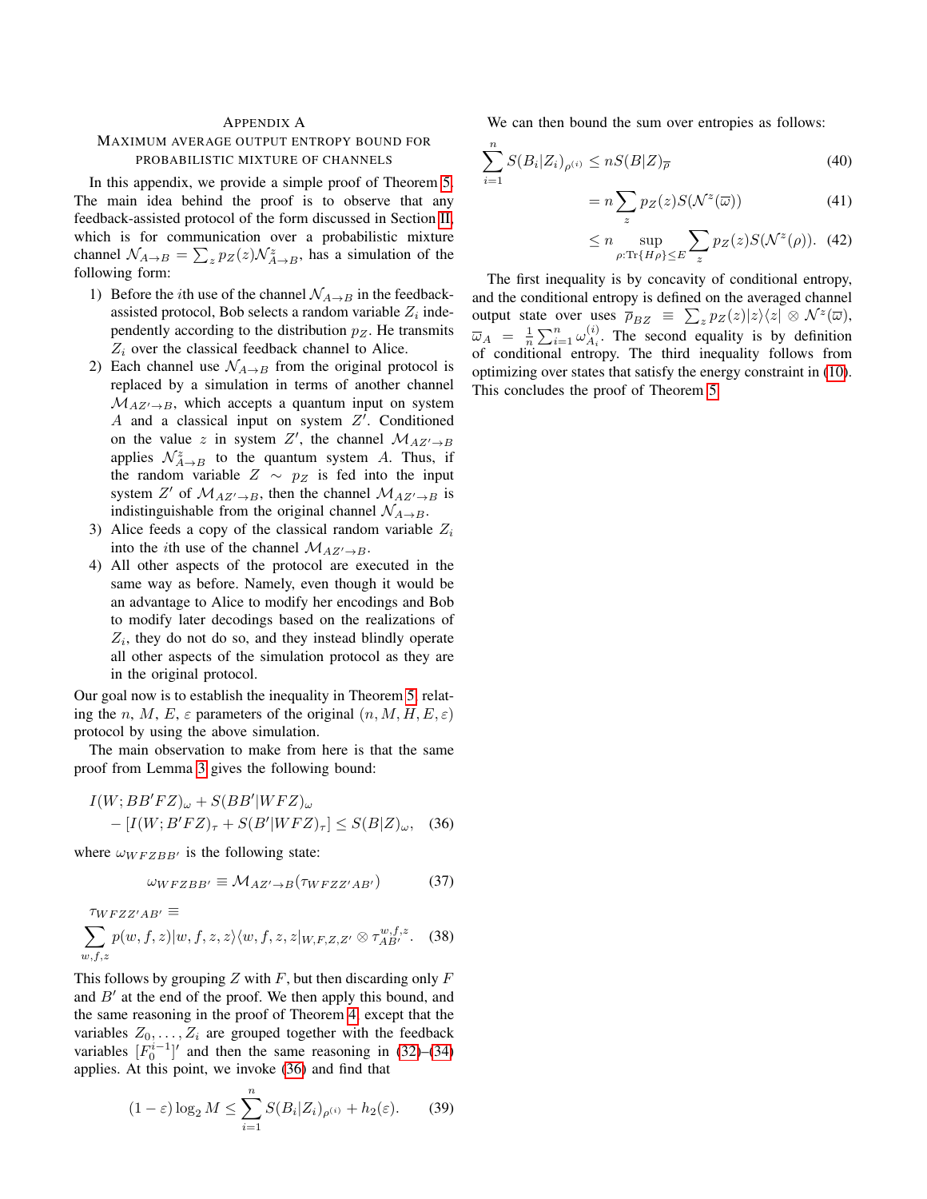## Appendix A
### Maximum Average Output Entropy Bound for Probabilistic Mixture of Channels

In this appendix, we provide a simple proof of Theorem 5. The main idea behind the proof is to observe that any feedback-assisted protocol of the form discussed in Section II, which is for communication over a probabilistic mixture channel $\mathcal{N}_{A\to B} = \sum_z p_Z(z)\mathcal{N}^z_{A\to B}$, has a simulation of the following form:

1) Before the $i$th use of the channel $\mathcal{N}_{A\to B}$ in the feedback-assisted protocol, Bob selects a random variable $Z_i$ independently according to the distribution $p_Z$. He transmits $Z_i$ over the classical feedback channel to Alice.
2) Each channel use $\mathcal{N}_{A\to B}$ from the original protocol is replaced by a simulation in terms of another channel $\mathcal{M}_{AZ'\to B}$, which accepts a quantum input on system $A$ and a classical input on system $Z'$. Conditioned on the value $z$ in system $Z'$, the channel $\mathcal{M}_{AZ'\to B}$ applies $\mathcal{N}^z_{A\to B}$ to the quantum system $A$. Thus, if the random variable $Z \sim p_Z$ is fed into the input system $Z'$ of $\mathcal{M}_{AZ'\to B}$, then the channel $\mathcal{M}_{AZ'\to B}$ is indistinguishable from the original channel $\mathcal{N}_{A\to B}$.
3) Alice feeds a copy of the classical random variable $Z_i$ into the $i$th use of the channel $\mathcal{M}_{AZ'\to B}$.
4) All other aspects of the protocol are executed in the same way as before. Namely, even though it would be an advantage to Alice to modify her encodings and Bob to modify later decodings based on the realizations of $Z_i$, they do not do so, and they instead blindly operate all other aspects of the simulation protocol as they are in the original protocol.

Our goal now is to establish the inequality in Theorem 5, relating the $n$, $M$, $E$, $\varepsilon$ parameters of the original $(n, M, H, E, \varepsilon)$ protocol by using the above simulation.

The main observation to make from here is that the same proof from Lemma 3 gives the following bound:

$$I(W;BB'FZ)_\omega + S(BB'|WFZ)_\omega - [I(W;B'FZ)_\tau + S(B'|WFZ)_\tau] \le S(B|Z)_\omega, \quad (36)$$

where $\omega_{WFZBB'}$ is the following state:

$$\omega_{WFZBB'} \equiv \mathcal{M}_{AZ'\to B}(\tau_{WFZZ'AB'}) \quad (37)$$

$$\tau_{WFZZ'AB'} \equiv \sum_{w,f,z} p(w,f,z)|w,f,z,z\rangle\langle w,f,z,z|_{W,F,Z,Z'} \otimes \tau^{w,f,z}_{AB'}. \quad (38)$$

This follows by grouping $Z$ with $F$, but then discarding only $F$ and $B'$ at the end of the proof. We then apply this bound, and the same reasoning in the proof of Theorem 4, except that the variables $Z_0,\ldots,Z_i$ are grouped together with the feedback variables $[F_0^{i-1}]'$ and then the same reasoning in (32)–(34) applies. At this point, we invoke (36) and find that

$$(1-\varepsilon)\log_2 M \le \sum_{i=1}^n S(B_i|Z_i)_{\rho^{(i)}} + h_2(\varepsilon). \quad (39)$$

We can then bound the sum over entropies as follows:

$$\sum_{i=1}^n S(B_i|Z_i)_{\rho^{(i)}} \le nS(B|Z)_{\overline{\rho}} \quad (40)$$

$$= n\sum_z p_Z(z)S(\mathcal{N}^z(\overline{\omega})) \quad (41)$$

$$\le n \sup_{\rho:\operatorname{Tr}\{H\rho\}\le E} \sum_z p_Z(z)S(\mathcal{N}^z(\rho)). \quad (42)$$

The first inequality is by concavity of conditional entropy, and the conditional entropy is defined on the averaged channel output state over uses $\overline{\rho}_{BZ} \equiv \sum_z p_Z(z)|z\rangle\langle z| \otimes \mathcal{N}^z(\overline{\omega})$, $\overline{\omega}_A = \frac{1}{n}\sum_{i=1}^n \omega^{(i)}_{A_i}$. The second equality is by definition of conditional entropy. The third inequality follows from optimizing over states that satisfy the energy constraint in (10). This concludes the proof of Theorem 5.